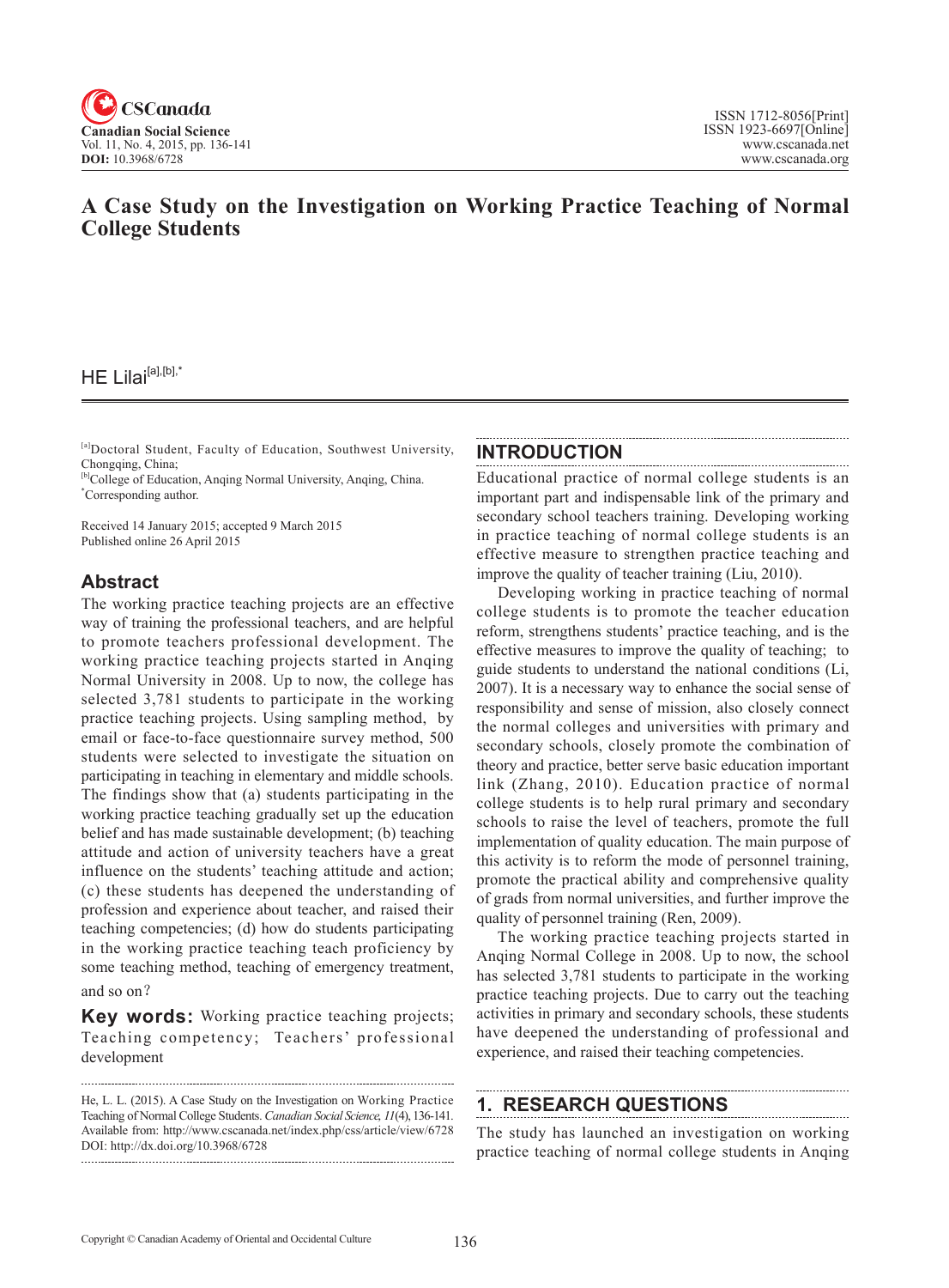# A Case Study on the Investigation on Working Practice Teaching of Normal College Students

HE Lilai[a],[b],*

[a]Doctoral Student, Faculty of Education, Southwest University, Chongqing, China;
[b]College of Education, Anqing Normal University, Anqing, China.
*Corresponding author.

Received 14 January 2015; accepted 9 March 2015
Published online 26 April 2015

## Abstract

The working practice teaching projects are an effective way of training the professional teachers, and are helpful to promote teachers professional development. The working practice teaching projects started in Anqing Normal University in 2008. Up to now, the college has selected 3,781 students to participate in the working practice teaching projects. Using sampling method, by email or face-to-face questionnaire survey method, 500 students were selected to investigate the situation on participating in teaching in elementary and middle schools. The findings show that (a) students participating in the working practice teaching gradually set up the education belief and has made sustainable development; (b) teaching attitude and action of university teachers have a great influence on the students' teaching attitude and action; (c) these students has deepened the understanding of profession and experience about teacher, and raised their teaching competencies; (d) how do students participating in the working practice teaching teach proficiency by some teaching method, teaching of emergency treatment, and so on?

**Key words:** Working practice teaching projects; Teaching competency; Teachers' professional development

He, L. L. (2015). A Case Study on the Investigation on Working Practice Teaching of Normal College Students. *Canadian Social Science*, *11*(4), 136-141. Available from: http://www.cscanada.net/index.php/css/article/view/6728 DOI: http://dx.doi.org/10.3968/6728

## INTRODUCTION

Educational practice of normal college students is an important part and indispensable link of the primary and secondary school teachers training. Developing working in practice teaching of normal college students is an effective measure to strengthen practice teaching and improve the quality of teacher training (Liu, 2010).

Developing working in practice teaching of normal college students is to promote the teacher education reform, strengthens students' practice teaching, and is the effective measures to improve the quality of teaching; to guide students to understand the national conditions (Li, 2007). It is a necessary way to enhance the social sense of responsibility and sense of mission, also closely connect the normal colleges and universities with primary and secondary schools, closely promote the combination of theory and practice, better serve basic education important link (Zhang, 2010). Education practice of normal college students is to help rural primary and secondary schools to raise the level of teachers, promote the full implementation of quality education. The main purpose of this activity is to reform the mode of personnel training, promote the practical ability and comprehensive quality of grads from normal universities, and further improve the quality of personnel training (Ren, 2009).

The working practice teaching projects started in Anqing Normal College in 2008. Up to now, the school has selected 3,781 students to participate in the working practice teaching projects. Due to carry out the teaching activities in primary and secondary schools, these students have deepened the understanding of professional and experience, and raised their teaching competencies.

## 1. RESEARCH QUESTIONS

The study has launched an investigation on working practice teaching of normal college students in Anqing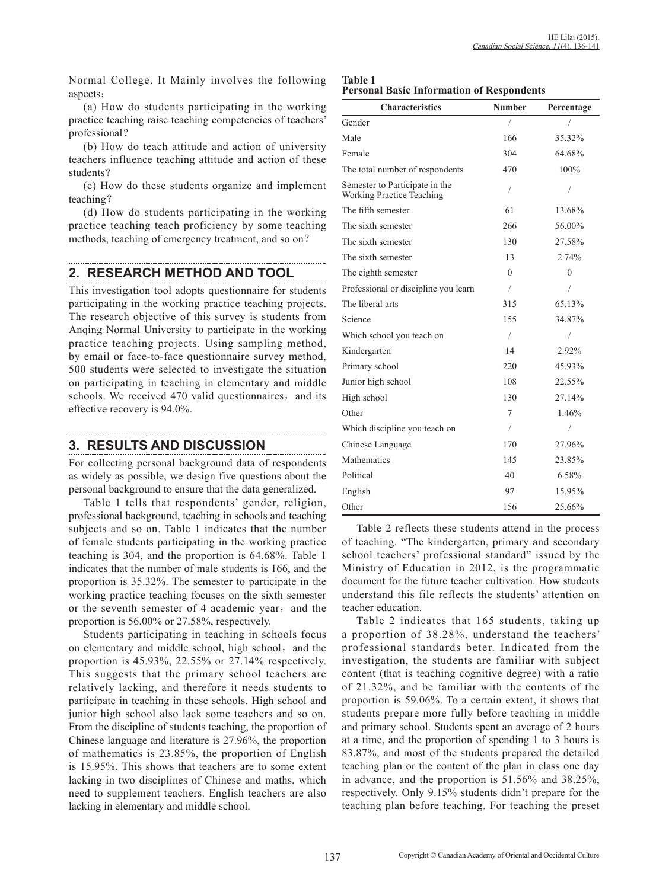Normal College. It Mainly involves the following aspects：

(a) How do students participating in the working practice teaching raise teaching competencies of teachers' professional？

(b) How do teach attitude and action of university teachers influence teaching attitude and action of these students？

(c) How do these students organize and implement teaching？

(d) How do students participating in the working practice teaching teach proficiency by some teaching methods, teaching of emergency treatment, and so on？

## 2. RESEARCH METHOD AND TOOL

This investigation tool adopts questionnaire for students participating in the working practice teaching projects. The research objective of this survey is students from Anqing Normal University to participate in the working practice teaching projects. Using sampling method, by email or face-to-face questionnaire survey method, 500 students were selected to investigate the situation on participating in teaching in elementary and middle schools. We received 470 valid questionnaires，and its effective recovery is 94.0%.

## 3. RESULTS AND DISCUSSION

For collecting personal background data of respondents as widely as possible, we design five questions about the personal background to ensure that the data generalized.

Table 1 tells that respondents' gender, religion, professional background, teaching in schools and teaching subjects and so on. Table 1 indicates that the number of female students participating in the working practice teaching is 304, and the proportion is 64.68%. Table 1 indicates that the number of male students is 166, and the proportion is 35.32%. The semester to participate in the working practice teaching focuses on the sixth semester or the seventh semester of 4 academic year，and the proportion is 56.00% or 27.58%, respectively.

Students participating in teaching in schools focus on elementary and middle school, high school，and the proportion is 45.93%, 22.55% or 27.14% respectively. This suggests that the primary school teachers are relatively lacking, and therefore it needs students to participate in teaching in these schools. High school and junior high school also lack some teachers and so on. From the discipline of students teaching, the proportion of Chinese language and literature is 27.96%, the proportion of mathematics is 23.85%, the proportion of English is 15.95%. This shows that teachers are to some extent lacking in two disciplines of Chinese and maths, which need to supplement teachers. English teachers are also lacking in elementary and middle school.

**Table 1**
**Personal Basic Information of Respondents**

| Characteristics | Number | Percentage |
|---|---|---|
| Gender | / | / |
| Male | 166 | 35.32% |
| Female | 304 | 64.68% |
| The total number of respondents | 470 | 100% |
| Semester to Participate in the Working Practice Teaching | / | / |
| The fifth semester | 61 | 13.68% |
| The sixth semester | 266 | 56.00% |
| The sixth semester | 130 | 27.58% |
| The sixth semester | 13 | 2.74% |
| The eighth semester | 0 | 0 |
| Professional or discipline you learn | / | / |
| The liberal arts | 315 | 65.13% |
| Science | 155 | 34.87% |
| Which school you teach on | / | / |
| Kindergarten | 14 | 2.92% |
| Primary school | 220 | 45.93% |
| Junior high school | 108 | 22.55% |
| High school | 130 | 27.14% |
| Other | 7 | 1.46% |
| Which discipline you teach on | / | / |
| Chinese Language | 170 | 27.96% |
| Mathematics | 145 | 23.85% |
| Political | 40 | 6.58% |
| English | 97 | 15.95% |
| Other | 156 | 25.66% |

Table 2 reflects these students attend in the process of teaching. "The kindergarten, primary and secondary school teachers' professional standard" issued by the Ministry of Education in 2012, is the programmatic document for the future teacher cultivation. How students understand this file reflects the students' attention on teacher education.

Table 2 indicates that 165 students, taking up a proportion of 38.28%, understand the teachers' professional standards beter. Indicated from the investigation, the students are familiar with subject content (that is teaching cognitive degree) with a ratio of 21.32%, and be familiar with the contents of the proportion is 59.06%. To a certain extent, it shows that students prepare more fully before teaching in middle and primary school. Students spent an average of 2 hours at a time, and the proportion of spending 1 to 3 hours is 83.87%, and most of the students prepared the detailed teaching plan or the content of the plan in class one day in advance, and the proportion is 51.56% and 38.25%, respectively. Only 9.15% students didn't prepare for the teaching plan before teaching. For teaching the preset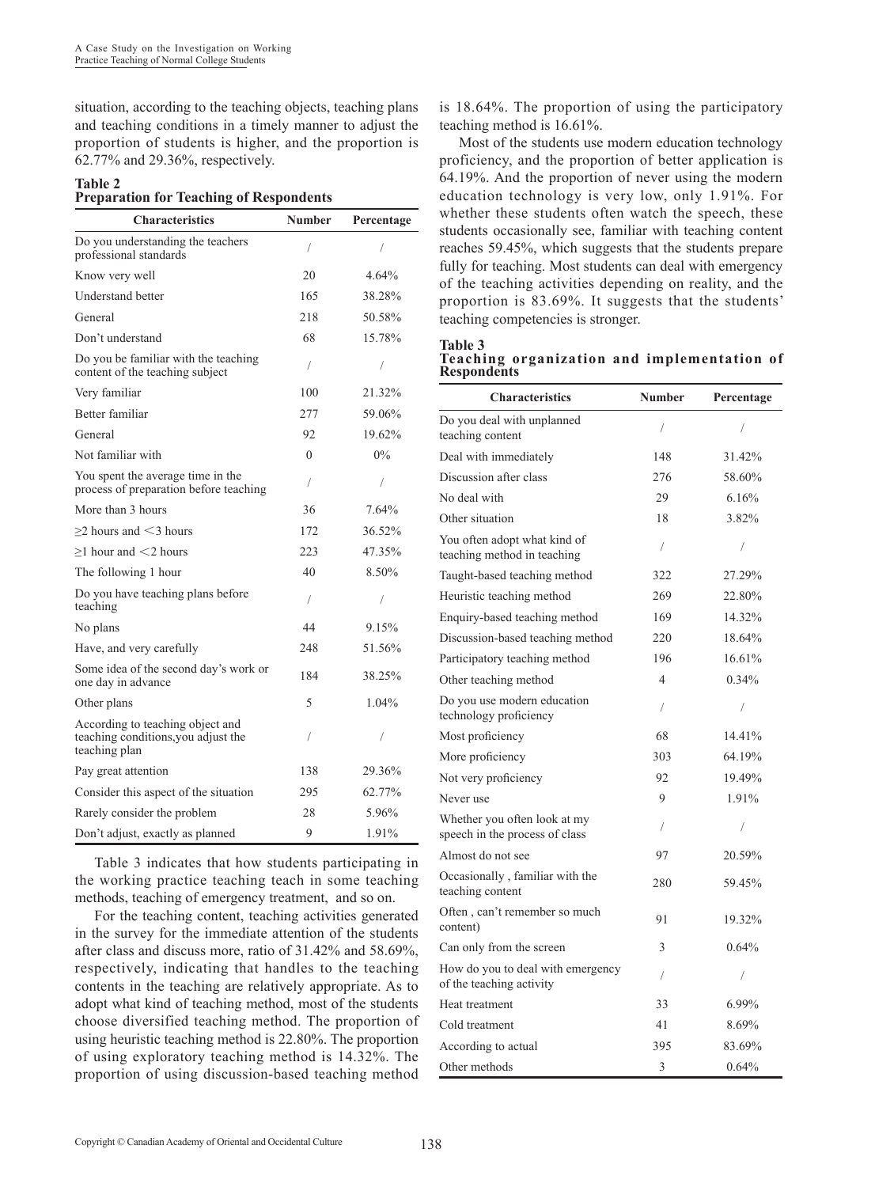situation, according to the teaching objects, teaching plans and teaching conditions in a timely manner to adjust the proportion of students is higher, and the proportion is 62.77% and 29.36%, respectively.

**Table 2**
**Preparation for Teaching of Respondents**

| Characteristics | Number | Percentage |
|---|---|---|
| Do you understanding the teachers professional standards | / | / |
| Know very well | 20 | 4.64% |
| Understand better | 165 | 38.28% |
| General | 218 | 50.58% |
| Don't understand | 68 | 15.78% |
| Do you be familiar with the teaching content of the teaching subject | / | / |
| Very familiar | 100 | 21.32% |
| Better familiar | 277 | 59.06% |
| General | 92 | 19.62% |
| Not familiar with | 0 | 0% |
| You spent the average time in the process of preparation before teaching | / | / |
| More than 3 hours | 36 | 7.64% |
| ≥2 hours and <3 hours | 172 | 36.52% |
| ≥1 hour and <2 hours | 223 | 47.35% |
| The following 1 hour | 40 | 8.50% |
| Do you have teaching plans before teaching | / | / |
| No plans | 44 | 9.15% |
| Have, and very carefully | 248 | 51.56% |
| Some idea of the second day's work or one day in advance | 184 | 38.25% |
| Other plans | 5 | 1.04% |
| According to teaching object and teaching conditions,you adjust the teaching plan | / | / |
| Pay great attention | 138 | 29.36% |
| Consider this aspect of the situation | 295 | 62.77% |
| Rarely consider the problem | 28 | 5.96% |
| Don't adjust, exactly as planned | 9 | 1.91% |

Table 3 indicates that how students participating in the working practice teaching teach in some teaching methods, teaching of emergency treatment, and so on.

For the teaching content, teaching activities generated in the survey for the immediate attention of the students after class and discuss more, ratio of 31.42% and 58.69%, respectively, indicating that handles to the teaching contents in the teaching are relatively appropriate. As to adopt what kind of teaching method, most of the students choose diversified teaching method. The proportion of using heuristic teaching method is 22.80%. The proportion of using exploratory teaching method is 14.32%. The proportion of using discussion-based teaching method is 18.64%. The proportion of using the participatory teaching method is 16.61%.

Most of the students use modern education technology proficiency, and the proportion of better application is 64.19%. And the proportion of never using the modern education technology is very low, only 1.91%. For whether these students often watch the speech, these students occasionally see, familiar with teaching content reaches 59.45%, which suggests that the students prepare fully for teaching. Most students can deal with emergency of the teaching activities depending on reality, and the proportion is 83.69%. It suggests that the students' teaching competencies is stronger.

**Table 3**
**Teaching organization and implementation of Respondents**

| Characteristics | Number | Percentage |
|---|---|---|
| Do you deal with unplanned teaching content | / | / |
| Deal with immediately | 148 | 31.42% |
| Discussion after class | 276 | 58.60% |
| No deal with | 29 | 6.16% |
| Other situation | 18 | 3.82% |
| You often adopt what kind of teaching method in teaching | / | / |
| Taught-based teaching method | 322 | 27.29% |
| Heuristic teaching method | 269 | 22.80% |
| Enquiry-based teaching method | 169 | 14.32% |
| Discussion-based teaching method | 220 | 18.64% |
| Participatory teaching method | 196 | 16.61% |
| Other teaching method | 4 | 0.34% |
| Do you use modern education technology proficiency | / | / |
| Most proficiency | 68 | 14.41% |
| More proficiency | 303 | 64.19% |
| Not very proficiency | 92 | 19.49% |
| Never use | 9 | 1.91% |
| Whether you often look at my speech in the process of class | / | / |
| Almost do not see | 97 | 20.59% |
| Occasionally , familiar with the teaching content | 280 | 59.45% |
| Often , can't remember so much content) | 91 | 19.32% |
| Can only from the screen | 3 | 0.64% |
| How do you to deal with emergency of the teaching activity | / | / |
| Heat treatment | 33 | 6.99% |
| Cold treatment | 41 | 8.69% |
| According to actual | 395 | 83.69% |
| Other methods | 3 | 0.64% |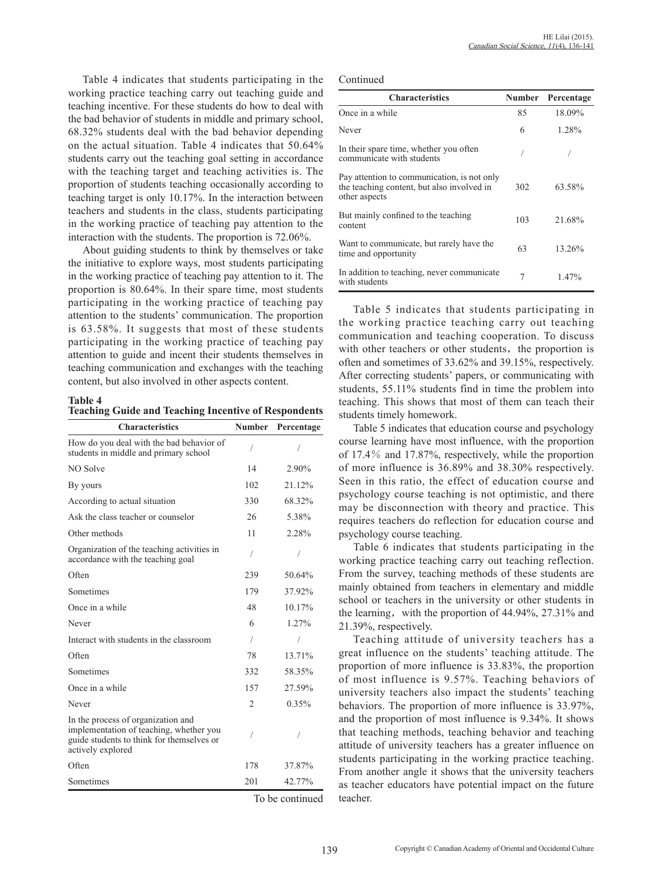Table 4 indicates that students participating in the working practice teaching carry out teaching guide and teaching incentive. For these students do how to deal with the bad behavior of students in middle and primary school, 68.32% students deal with the bad behavior depending on the actual situation. Table 4 indicates that 50.64% students carry out the teaching goal setting in accordance with the teaching target and teaching activities is. The proportion of students teaching occasionally according to teaching target is only 10.17%. In the interaction between teachers and students in the class, students participating in the working practice of teaching pay attention to the interaction with the students. The proportion is 72.06%.

About guiding students to think by themselves or take the initiative to explore ways, most students participating in the working practice of teaching pay attention to it. The proportion is 80.64%. In their spare time, most students participating in the working practice of teaching pay attention to the students' communication. The proportion is 63.58%. It suggests that most of these students participating in the working practice of teaching pay attention to guide and incent their students themselves in teaching communication and exchanges with the teaching content, but also involved in other aspects content.

**Table 4**
**Teaching Guide and Teaching Incentive of Respondents**

| Characteristics | Number | Percentage |
|---|---|---|
| How do you deal with the bad behavior of students in middle and primary school | / | / |
| NO Solve | 14 | 2.90% |
| By yours | 102 | 21.12% |
| According to actual situation | 330 | 68.32% |
| Ask the class teacher or counselor | 26 | 5.38% |
| Other methods | 11 | 2.28% |
| Organization of the teaching activities in accordance with the teaching goal | / | / |
| Often | 239 | 50.64% |
| Sometimes | 179 | 37.92% |
| Once in a while | 48 | 10.17% |
| Never | 6 | 1.27% |
| Interact with students in the classroom | / | / |
| Often | 78 | 13.71% |
| Sometimes | 332 | 58.35% |
| Once in a while | 157 | 27.59% |
| Never | 2 | 0.35% |
| In the process of organization and implementation of teaching, whether you guide students to think for themselves or actively explored | / | / |
| Often | 178 | 37.87% |
| Sometimes | 201 | 42.77% |
| Once in a while | 85 | 18.09% |
| Never | 6 | 1.28% |
| In their spare time, whether you often communicate with students | / | / |
| Pay attention to communication, is not only the teaching content, but also involved in other aspects | 302 | 63.58% |
| But mainly confined to the teaching content | 103 | 21.68% |
| Want to communicate, but rarely have the time and opportunity | 63 | 13.26% |
| In addition to teaching, never communicate with students | 7 | 1.47% |

Table 5 indicates that students participating in the working practice teaching carry out teaching communication and teaching cooperation. To discuss with other teachers or other students, the proportion is often and sometimes of 33.62% and 39.15%, respectively. After correcting students' papers, or communicating with students, 55.11% students find in time the problem into teaching. This shows that most of them can teach their students timely homework.

Table 5 indicates that education course and psychology course learning have most influence, with the proportion of 17.4% and 17.87%, respectively, while the proportion of more influence is 36.89% and 38.30% respectively. Seen in this ratio, the effect of education course and psychology course teaching is not optimistic, and there may be disconnection with theory and practice. This requires teachers do reflection for education course and psychology course teaching.

Table 6 indicates that students participating in the working practice teaching carry out teaching reflection. From the survey, teaching methods of these students are mainly obtained from teachers in elementary and middle school or teachers in the university or other students in the learning, with the proportion of 44.94%, 27.31% and 21.39%, respectively.

Teaching attitude of university teachers has a great influence on the students' teaching attitude. The proportion of more influence is 33.83%, the proportion of most influence is 9.57%. Teaching behaviors of university teachers also impact the students' teaching behaviors. The proportion of more influence is 33.97%, and the proportion of most influence is 9.34%. It shows that teaching methods, teaching behavior and teaching attitude of university teachers has a greater influence on students participating in the working practice teaching. From another angle it shows that the university teachers as teacher educators have potential impact on the future teacher.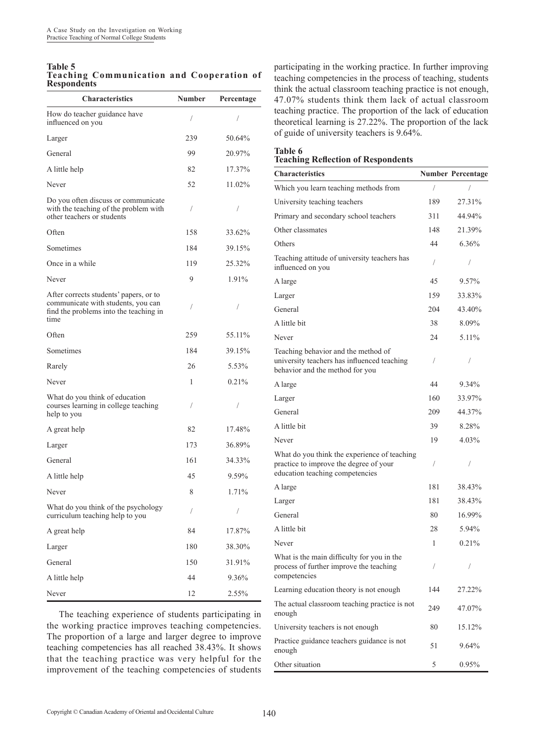**Table 5**
**Teaching Communication and Cooperation of Respondents**

| Characteristics | Number | Percentage |
|---|---|---|
| How do teacher guidance have influenced on you | / | / |
| Larger | 239 | 50.64% |
| General | 99 | 20.97% |
| A little help | 82 | 17.37% |
| Never | 52 | 11.02% |
| Do you often discuss or communicate with the teaching of the problem with other teachers or students | / | / |
| Often | 158 | 33.62% |
| Sometimes | 184 | 39.15% |
| Once in a while | 119 | 25.32% |
| Never | 9 | 1.91% |
| After corrects students' papers, or to communicate with students, you can find the problems into the teaching in time | / | / |
| Often | 259 | 55.11% |
| Sometimes | 184 | 39.15% |
| Rarely | 26 | 5.53% |
| Never | 1 | 0.21% |
| What do you think of education courses learning in college teaching help to you | / | / |
| A great help | 82 | 17.48% |
| Larger | 173 | 36.89% |
| General | 161 | 34.33% |
| A little help | 45 | 9.59% |
| Never | 8 | 1.71% |
| What do you think of the psychology curriculum teaching help to you | / | / |
| A great help | 84 | 17.87% |
| Larger | 180 | 38.30% |
| General | 150 | 31.91% |
| A little help | 44 | 9.36% |
| Never | 12 | 2.55% |

The teaching experience of students participating in the working practice improves teaching competencies. The proportion of a large and larger degree to improve teaching competencies has all reached 38.43%. It shows that the teaching practice was very helpful for the improvement of the teaching competencies of students participating in the working practice. In further improving teaching competencies in the process of teaching, students think the actual classroom teaching practice is not enough, 47.07% students think them lack of actual classroom teaching practice. The proportion of the lack of education theoretical learning is 27.22%. The proportion of the lack of guide of university teachers is 9.64%.

**Table 6**
**Teaching Reflection of Respondents**

| Characteristics | Number | Percentage |
|---|---|---|
| Which you learn teaching methods from | / | / |
| University teaching teachers | 189 | 27.31% |
| Primary and secondary school teachers | 311 | 44.94% |
| Other classmates | 148 | 21.39% |
| Others | 44 | 6.36% |
| Teaching attitude of university teachers has influenced on you | / | / |
| A large | 45 | 9.57% |
| Larger | 159 | 33.83% |
| General | 204 | 43.40% |
| A little bit | 38 | 8.09% |
| Never | 24 | 5.11% |
| Teaching behavior and the method of university teachers has influenced teaching behavior and the method for you | / | / |
| A large | 44 | 9.34% |
| Larger | 160 | 33.97% |
| General | 209 | 44.37% |
| A little bit | 39 | 8.28% |
| Never | 19 | 4.03% |
| What do you think the experience of teaching practice to improve the degree of your education teaching competencies | / | / |
| A large | 181 | 38.43% |
| Larger | 181 | 38.43% |
| General | 80 | 16.99% |
| A little bit | 28 | 5.94% |
| Never | 1 | 0.21% |
| What is the main difficulty for you in the process of further improve the teaching competencies | / | / |
| Learning education theory is not enough | 144 | 27.22% |
| The actual classroom teaching practice is not enough | 249 | 47.07% |
| University teachers is not enough | 80 | 15.12% |
| Practice guidance teachers guidance is not enough | 51 | 9.64% |
| Other situation | 5 | 0.95% |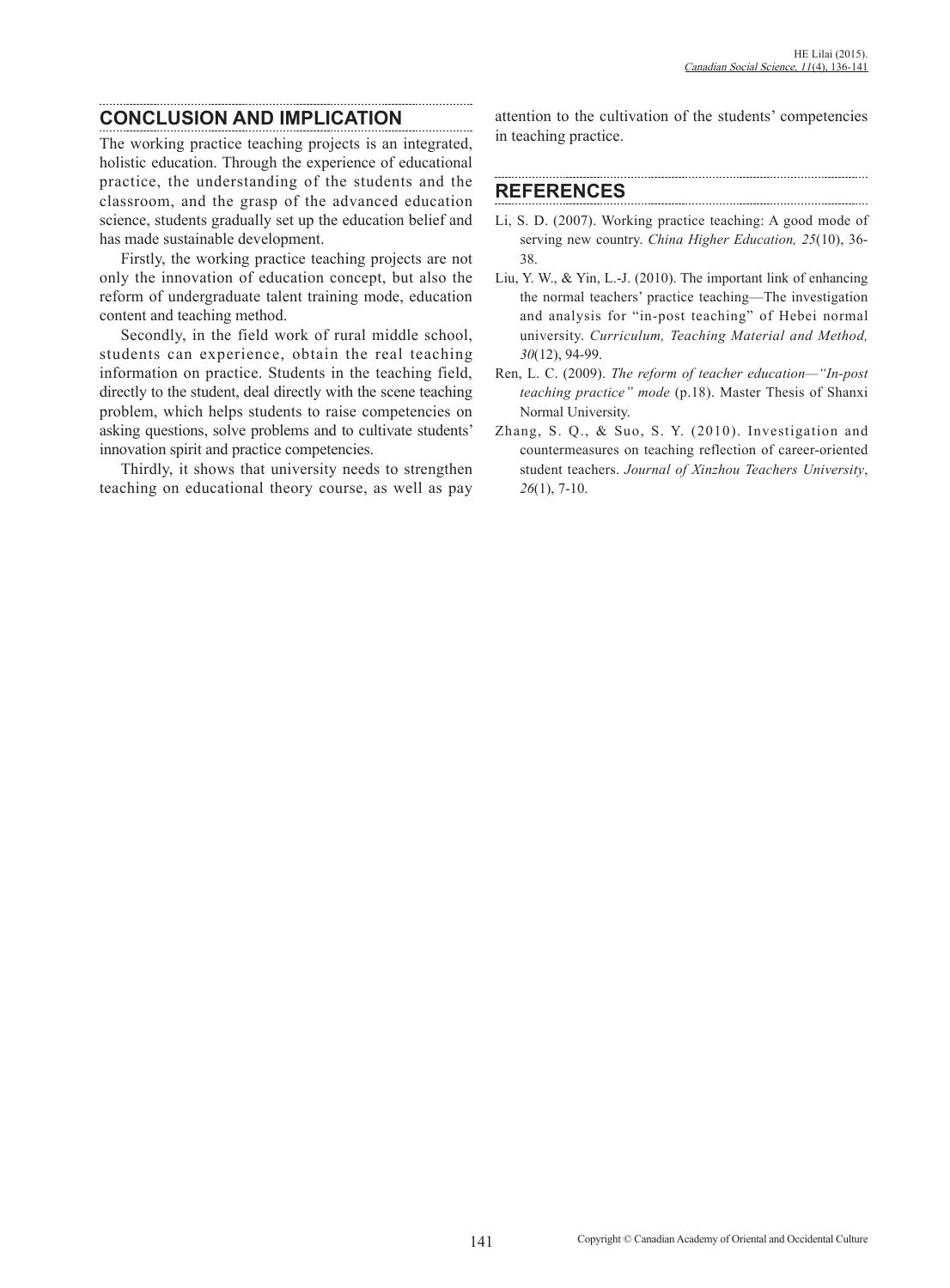## CONCLUSION AND IMPLICATION

The working practice teaching projects is an integrated, holistic education. Through the experience of educational practice, the understanding of the students and the classroom, and the grasp of the advanced education science, students gradually set up the education belief and has made sustainable development.

Firstly, the working practice teaching projects are not only the innovation of education concept, but also the reform of undergraduate talent training mode, education content and teaching method.

Secondly, in the field work of rural middle school, students can experience, obtain the real teaching information on practice. Students in the teaching field, directly to the student, deal directly with the scene teaching problem, which helps students to raise competencies on asking questions, solve problems and to cultivate students' innovation spirit and practice competencies.

Thirdly, it shows that university needs to strengthen teaching on educational theory course, as well as pay attention to the cultivation of the students' competencies in teaching practice.

## REFERENCES

Li, S. D. (2007). Working practice teaching: A good mode of serving new country. *China Higher Education, 25*(10), 36-38.

Liu, Y. W., & Yin, L.-J. (2010). The important link of enhancing the normal teachers' practice teaching—The investigation and analysis for "in-post teaching" of Hebei normal university. *Curriculum, Teaching Material and Method, 30*(12), 94-99.

Ren, L. C. (2009). *The reform of teacher education—"In-post teaching practice" mode* (p.18). Master Thesis of Shanxi Normal University.

Zhang, S. Q., & Suo, S. Y. (2010). Investigation and countermeasures on teaching reflection of career-oriented student teachers. *Journal of Xinzhou Teachers University*, *26*(1), 7-10.